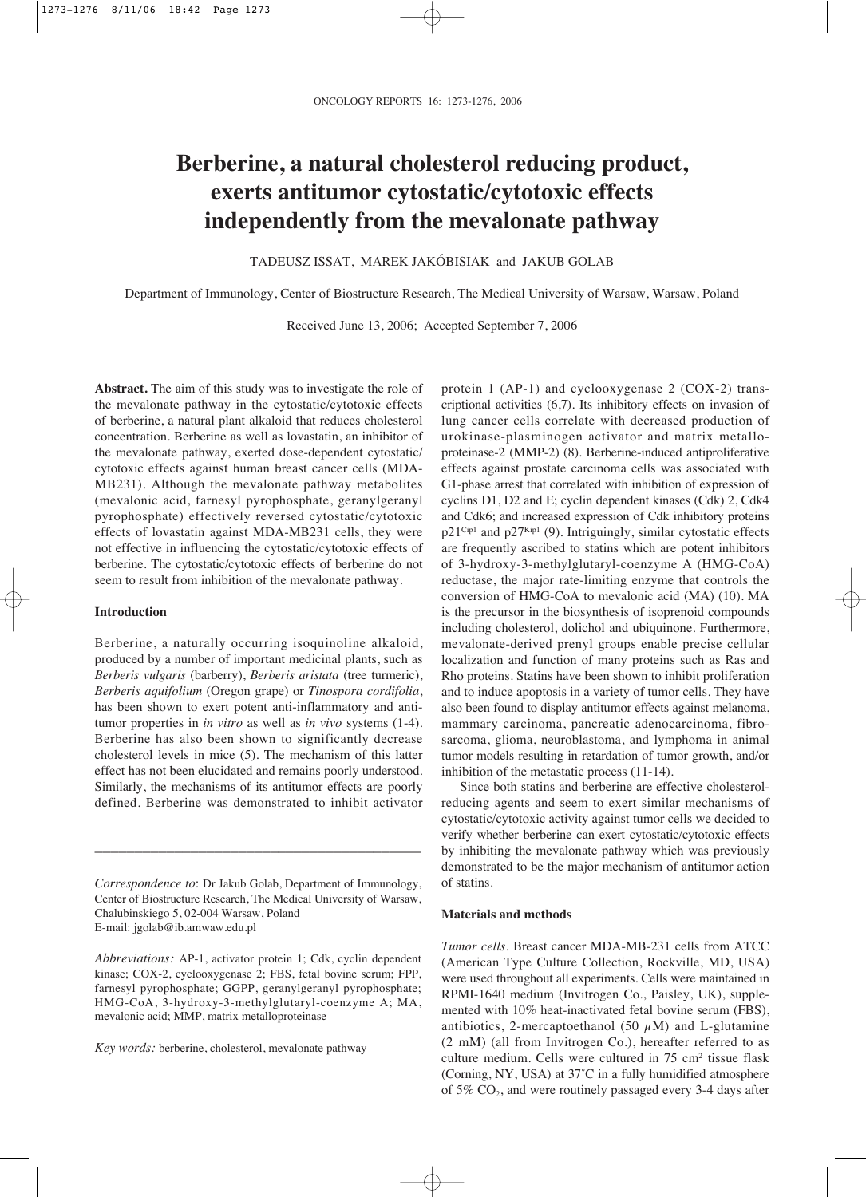# Berberine, a natural cholesterol reducing product, exerts antitumor cytostatic/cytotoxic effects independently from the mevalonate pathway

TADEUSZ ISSAT, MAREK JAKÓBISIAK and JAKUB GOLAB

Department of Immunology, Center of Biostructure Research, The Medical University of Warsaw, Warsaw, Poland

Received June 13, 2006; Accepted September 7, 2006

**Abstract.** The aim of this study was to investigate the role of the mevalonate pathway in the cytostatic/cytotoxic effects of berberine, a natural plant alkaloid that reduces cholesterol concentration. Berberine as well as lovastatin, an inhibitor of the mevalonate pathway, exerted dose-dependent cytostatic/cytotoxic effects against human breast cancer cells (MDA-MB231). Although the mevalonate pathway metabolites (mevalonic acid, farnesyl pyrophosphate, geranylgeranyl pyrophosphate) effectively reversed cytostatic/cytotoxic effects of lovastatin against MDA-MB231 cells, they were not effective in influencing the cytostatic/cytotoxic effects of berberine. The cytostatic/cytotoxic effects of berberine do not seem to result from inhibition of the mevalonate pathway.

## Introduction

Berberine, a naturally occurring isoquinoline alkaloid, produced by a number of important medicinal plants, such as *Berberis vulgaris* (barberry), *Berberis aristata* (tree turmeric), *Berberis aquifolium* (Oregon grape) or *Tinospora cordifolia*, has been shown to exert potent anti-inflammatory and antitumor properties in *in vitro* as well as *in vivo* systems (1-4). Berberine has also been shown to significantly decrease cholesterol levels in mice (5). The mechanism of this latter effect has not been elucidated and remains poorly understood. Similarly, the mechanisms of its antitumor effects are poorly defined. Berberine was demonstrated to inhibit activator protein 1 (AP-1) and cyclooxygenase 2 (COX-2) transcriptional activities (6,7). Its inhibitory effects on invasion of lung cancer cells correlate with decreased production of urokinase-plasminogen activator and matrix metalloproteinase-2 (MMP-2) (8). Berberine-induced antiproliferative effects against prostate carcinoma cells was associated with G1-phase arrest that correlated with inhibition of expression of cyclins D1, D2 and E; cyclin dependent kinases (Cdk) 2, Cdk4 and Cdk6; and increased expression of Cdk inhibitory proteins $p21^{Cip1}$ and $p27^{Kip1}$ (9). Intriguingly, similar cytostatic effects are frequently ascribed to statins which are potent inhibitors of 3-hydroxy-3-methylglutaryl-coenzyme A (HMG-CoA) reductase, the major rate-limiting enzyme that controls the conversion of HMG-CoA to mevalonic acid (MA) (10). MA is the precursor in the biosynthesis of isoprenoid compounds including cholesterol, dolichol and ubiquinone. Furthermore, mevalonate-derived prenyl groups enable precise cellular localization and function of many proteins such as Ras and Rho proteins. Statins have been shown to inhibit proliferation and to induce apoptosis in a variety of tumor cells. They have also been found to display antitumor effects against melanoma, mammary carcinoma, pancreatic adenocarcinoma, fibrosarcoma, glioma, neuroblastoma, and lymphoma in animal tumor models resulting in retardation of tumor growth, and/or inhibition of the metastatic process (11-14).

Since both statins and berberine are effective cholesterol-reducing agents and seem to exert similar mechanisms of cytostatic/cytotoxic activity against tumor cells we decided to verify whether berberine can exert cytostatic/cytotoxic effects by inhibiting the mevalonate pathway which was previously demonstrated to be the major mechanism of antitumor action of statins.

## Materials and methods

*Tumor cells.* Breast cancer MDA-MB-231 cells from ATCC (American Type Culture Collection, Rockville, MD, USA) were used throughout all experiments. Cells were maintained in RPMI-1640 medium (Invitrogen Co., Paisley, UK), supplemented with 10% heat-inactivated fetal bovine serum (FBS), antibiotics, 2-mercaptoethanol (50 $\mu$M) and L-glutamine (2 mM) (all from Invitrogen Co.), hereafter referred to as culture medium. Cells were cultured in 75 $cm^2$ tissue flask (Corning, NY, USA) at 37˚C in a fully humidified atmosphere of 5% $CO_2$, and were routinely passaged every 3-4 days after

---

*Correspondence to*: Dr Jakub Golab, Department of Immunology, Center of Biostructure Research, The Medical University of Warsaw, Chalubinskiego 5, 02-004 Warsaw, Poland
E-mail: jgolab@ib.amwaw.edu.pl

*Abbreviations:* AP-1, activator protein 1; Cdk, cyclin dependent kinase; COX-2, cyclooxygenase 2; FBS, fetal bovine serum; FPP, farnesyl pyrophosphate; GGPP, geranylgeranyl pyrophosphate; HMG-CoA, 3-hydroxy-3-methylglutaryl-coenzyme A; MA, mevalonic acid; MMP, matrix metalloproteinase

*Key words:* berberine, cholesterol, mevalonate pathway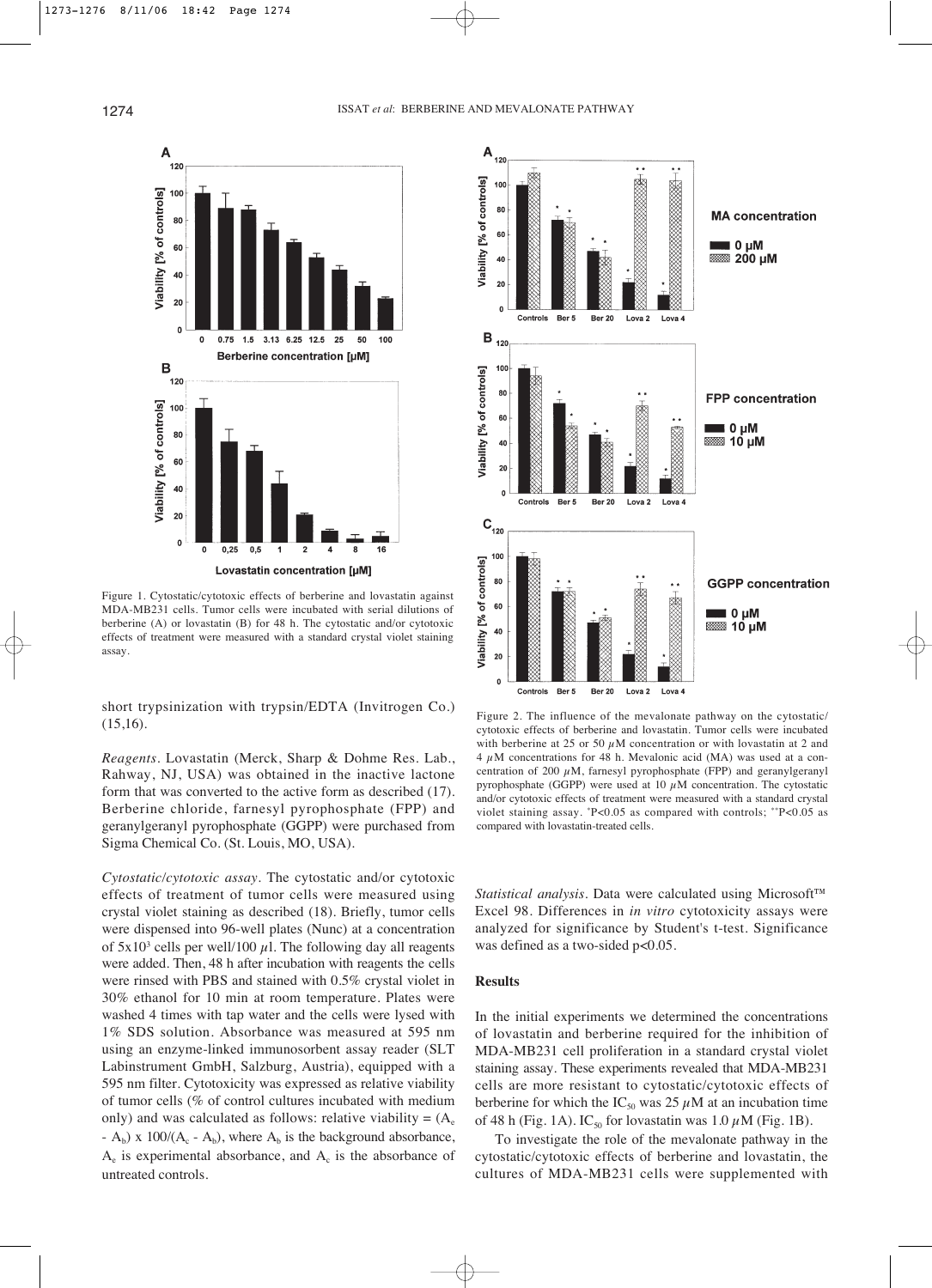Figure 1. Cytostatic/cytotoxic effects of berberine and lovastatin against MDA-MB231 cells. Tumor cells were incubated with serial dilutions of berberine (A) or lovastatin (B) for 48 h. The cytostatic and/or cytotoxic effects of treatment were measured with a standard crystal violet staining assay.

Figure 2. The influence of the mevalonate pathway on the cytostatic/cytotoxic effects of berberine and lovastatin. Tumor cells were incubated with berberine at 25 or 50 $\mu$M concentration or with lovastatin at 2 and 4 $\mu$M concentrations for 48 h. Mevalonic acid (MA) was used at a concentration of 200 $\mu$M, farnesyl pyrophosphate (FPP) and geranylgeranyl pyrophosphate (GGPP) were used at 10 $\mu$M concentration. The cytostatic and/or cytotoxic effects of treatment were measured with a standard crystal violet staining assay. *P<0.05 as compared with controls; **P<0.05 as compared with lovastatin-treated cells.

short trypsinization with trypsin/EDTA (Invitrogen Co.) (15,16).

*Reagents*. Lovastatin (Merck, Sharp & Dohme Res. Lab., Rahway, NJ, USA) was obtained in the inactive lactone form that was converted to the active form as described (17). Berberine chloride, farnesyl pyrophosphate (FPP) and geranylgeranyl pyrophosphate (GGPP) were purchased from Sigma Chemical Co. (St. Louis, MO, USA).

*Cytostatic/cytotoxic assay*. The cytostatic and/or cytotoxic effects of treatment of tumor cells were measured using crystal violet staining as described (18). Briefly, tumor cells were dispensed into 96-well plates (Nunc) at a concentration of $5 \times 10^3$ cells per well/100 $\mu$l. The following day all reagents were added. Then, 48 h after incubation with reagents the cells were rinsed with PBS and stained with 0.5% crystal violet in 30% ethanol for 10 min at room temperature. Plates were washed 4 times with tap water and the cells were lysed with 1% SDS solution. Absorbance was measured at 595 nm using an enzyme-linked immunosorbent assay reader (SLT Labinstrument GmbH, Salzburg, Austria), equipped with a 595 nm filter. Cytotoxicity was expressed as relative viability of tumor cells (% of control cultures incubated with medium only) and was calculated as follows: relative viability = $(A_e - A_b) \times 100/(A_c - A_b)$, where $A_b$ is the background absorbance, $A_e$ is experimental absorbance, and $A_c$ is the absorbance of untreated controls.

*Statistical analysis*. Data were calculated using Microsoft™ Excel 98. Differences in *in vitro* cytotoxicity assays were analyzed for significance by Student's t-test. Significance was defined as a two-sided p<0.05.

## Results

In the initial experiments we determined the concentrations of lovastatin and berberine required for the inhibition of MDA-MB231 cell proliferation in a standard crystal violet staining assay. These experiments revealed that MDA-MB231 cells are more resistant to cytostatic/cytotoxic effects of berberine for which the $IC_{50}$ was 25 $\mu$M at an incubation time of 48 h (Fig. 1A). $IC_{50}$ for lovastatin was 1.0 $\mu$M (Fig. 1B).

To investigate the role of the mevalonate pathway in the cytostatic/cytotoxic effects of berberine and lovastatin, the cultures of MDA-MB231 cells were supplemented with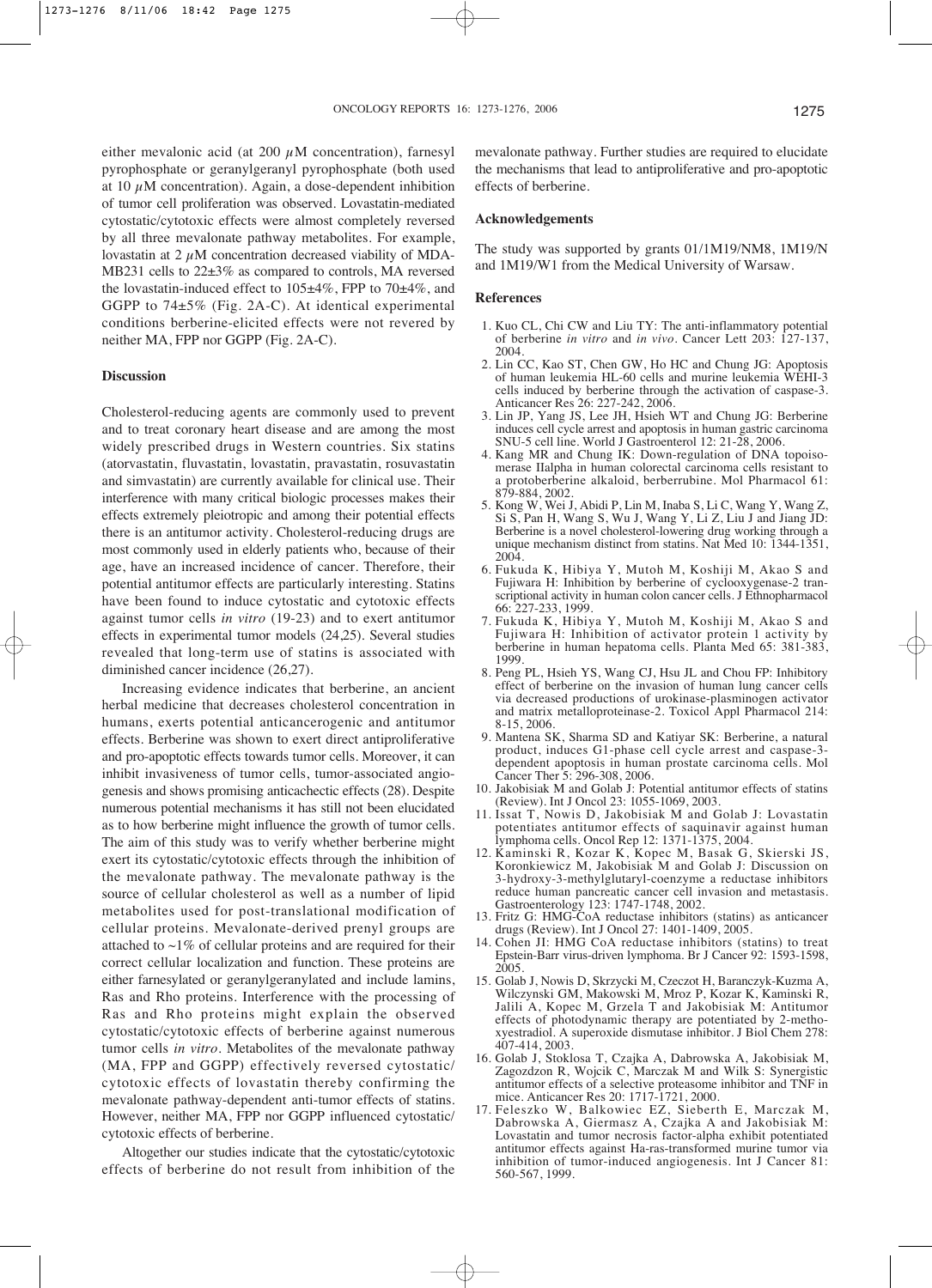either mevalonic acid (at 200 $\mu$M concentration), farnesyl pyrophosphate or geranylgeranyl pyrophosphate (both used at 10 $\mu$M concentration). Again, a dose-dependent inhibition of tumor cell proliferation was observed. Lovastatin-mediated cytostatic/cytotoxic effects were almost completely reversed by all three mevalonate pathway metabolites. For example, lovastatin at 2 $\mu$M concentration decreased viability of MDA-MB231 cells to 22±3% as compared to controls, MA reversed the lovastatin-induced effect to 105±4%, FPP to 70±4%, and GGPP to 74±5% (Fig. 2A-C). At identical experimental conditions berberine-elicited effects were not revered by neither MA, FPP nor GGPP (Fig. 2A-C).

## Discussion

Cholesterol-reducing agents are commonly used to prevent and to treat coronary heart disease and are among the most widely prescribed drugs in Western countries. Six statins (atorvastatin, fluvastatin, lovastatin, pravastatin, rosuvastatin and simvastatin) are currently available for clinical use. Their interference with many critical biologic processes makes their effects extremely pleiotropic and among their potential effects there is an antitumor activity. Cholesterol-reducing drugs are most commonly used in elderly patients who, because of their age, have an increased incidence of cancer. Therefore, their potential antitumor effects are particularly interesting. Statins have been found to induce cytostatic and cytotoxic effects against tumor cells *in vitro* (19-23) and to exert antitumor effects in experimental tumor models (24,25). Several studies revealed that long-term use of statins is associated with diminished cancer incidence (26,27).

Increasing evidence indicates that berberine, an ancient herbal medicine that decreases cholesterol concentration in humans, exerts potential anticancerogenic and antitumor effects. Berberine was shown to exert direct antiproliferative and pro-apoptotic effects towards tumor cells. Moreover, it can inhibit invasiveness of tumor cells, tumor-associated angiogenesis and shows promising anticachectic effects (28). Despite numerous potential mechanisms it has still not been elucidated as to how berberine might influence the growth of tumor cells. The aim of this study was to verify whether berberine might exert its cytostatic/cytotoxic effects through the inhibition of the mevalonate pathway. The mevalonate pathway is the source of cellular cholesterol as well as a number of lipid metabolites used for post-translational modification of cellular proteins. Mevalonate-derived prenyl groups are attached to ~1% of cellular proteins and are required for their correct cellular localization and function. These proteins are either farnesylated or geranylgeranylated and include lamins, Ras and Rho proteins. Interference with the processing of Ras and Rho proteins might explain the observed cytostatic/cytotoxic effects of berberine against numerous tumor cells *in vitro*. Metabolites of the mevalonate pathway (MA, FPP and GGPP) effectively reversed cytostatic/cytotoxic effects of lovastatin thereby confirming the mevalonate pathway-dependent anti-tumor effects of statins. However, neither MA, FPP nor GGPP influenced cytostatic/cytotoxic effects of berberine.

Altogether our studies indicate that the cytostatic/cytotoxic effects of berberine do not result from inhibition of the mevalonate pathway. Further studies are required to elucidate the mechanisms that lead to antiproliferative and pro-apoptotic effects of berberine.

## Acknowledgements

The study was supported by grants 01/1M19/NM8, 1M19/N and 1M19/W1 from the Medical University of Warsaw.

## References

1. Kuo CL, Chi CW and Liu TY: The anti-inflammatory potential of berberine *in vitro* and *in vivo*. Cancer Lett 203: 127-137, 2004.
2. Lin CC, Kao ST, Chen GW, Ho HC and Chung JG: Apoptosis of human leukemia HL-60 cells and murine leukemia WEHI-3 cells induced by berberine through the activation of caspase-3. Anticancer Res 26: 227-242, 2006.
3. Lin JP, Yang JS, Lee JH, Hsieh WT and Chung JG: Berberine induces cell cycle arrest and apoptosis in human gastric carcinoma SNU-5 cell line. World J Gastroenterol 12: 21-28, 2006.
4. Kang MR and Chung IK: Down-regulation of DNA topoisomerase IIalpha in human colorectal carcinoma cells resistant to a protoberberine alkaloid, berberrubine. Mol Pharmacol 61: 879-884, 2002.
5. Kong W, Wei J, Abidi P, Lin M, Inaba S, Li C, Wang Y, Wang Z, Si S, Pan H, Wang S, Wu J, Wang Y, Li Z, Liu J and Jiang JD: Berberine is a novel cholesterol-lowering drug working through a unique mechanism distinct from statins. Nat Med 10: 1344-1351, 2004.
6. Fukuda K, Hibiya Y, Mutoh M, Koshiji M, Akao S and Fujiwara H: Inhibition by berberine of cyclooxygenase-2 transcriptional activity in human colon cancer cells. J Ethnopharmacol 66: 227-233, 1999.
7. Fukuda K, Hibiya Y, Mutoh M, Koshiji M, Akao S and Fujiwara H: Inhibition of activator protein 1 activity by berberine in human hepatoma cells. Planta Med 65: 381-383, 1999.
8. Peng PL, Hsieh YS, Wang CJ, Hsu JL and Chou FP: Inhibitory effect of berberine on the invasion of human lung cancer cells via decreased productions of urokinase-plasminogen activator and matrix metalloproteinase-2. Toxicol Appl Pharmacol 214: 8-15, 2006.
9. Mantena SK, Sharma SD and Katiyar SK: Berberine, a natural product, induces G1-phase cell cycle arrest and caspase-3-dependent apoptosis in human prostate carcinoma cells. Mol Cancer Ther 5: 296-308, 2006.
10. Jakobisiak M and Golab J: Potential antitumor effects of statins (Review). Int J Oncol 23: 1055-1069, 2003.
11. Issat T, Nowis D, Jakobisiak M and Golab J: Lovastatin potentiates antitumor effects of saquinavir against human lymphoma cells. Oncol Rep 12: 1371-1375, 2004.
12. Kaminski R, Kozar K, Kopec M, Basak G, Skierski JS, Koronkiewicz M, Jakobisiak M and Golab J: Discussion on 3-hydroxy-3-methylglutaryl-coenzyme a reductase inhibitors reduce human pancreatic cancer cell invasion and metastasis. Gastroenterology 123: 1747-1748, 2002.
13. Fritz G: HMG-CoA reductase inhibitors (statins) as anticancer drugs (Review). Int J Oncol 27: 1401-1409, 2005.
14. Cohen JI: HMG CoA reductase inhibitors (statins) to treat Epstein-Barr virus-driven lymphoma. Br J Cancer 92: 1593-1598, 2005.
15. Golab J, Nowis D, Skrzycki M, Czeczot H, Baranczyk-Kuzma A, Wilczynski GM, Makowski M, Mroz P, Kozar K, Kaminski R, Jalili A, Kopec M, Grzela T and Jakobisiak M: Antitumor effects of photodynamic therapy are potentiated by 2-methoxyestradiol. A superoxide dismutase inhibitor. J Biol Chem 278: 407-414, 2003.
16. Golab J, Stoklosa T, Czajka A, Dabrowska A, Jakobisiak M, Zagozdzon R, Wojcik C, Marczak M and Wilk S: Synergistic antitumor effects of a selective proteasome inhibitor and TNF in mice. Anticancer Res 20: 1717-1721, 2000.
17. Feleszko W, Balkowiec EZ, Sieberth E, Marczak M, Dabrowska A, Giermasz A, Czajka A and Jakobisiak M: Lovastatin and tumor necrosis factor-alpha exhibit potentiated antitumor effects against Ha-ras-transformed murine tumor via inhibition of tumor-induced angiogenesis. Int J Cancer 81: 560-567, 1999.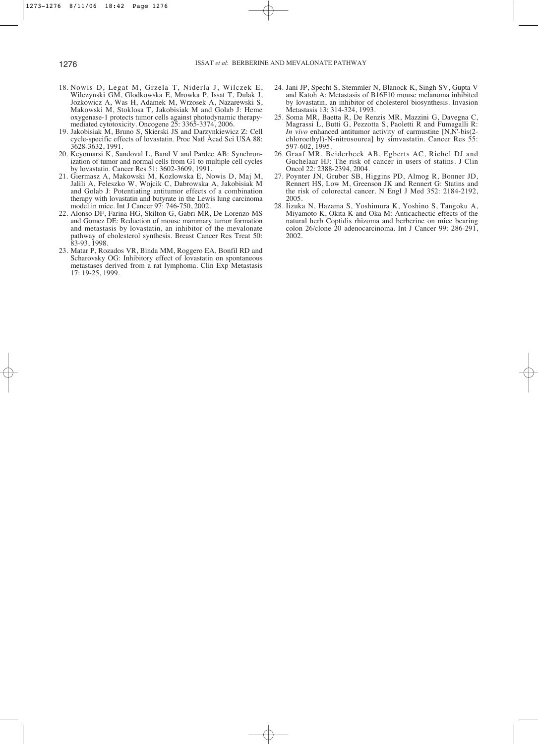18. Nowis D, Legat M, Grzela T, Niderla J, Wilczek E, Wilczynski GM, Glodkowska E, Mrowka P, Issat T, Dulak J, Jozkowicz A, Was H, Adamek M, Wrzosek A, Nazarewski S, Makowski M, Stoklosa T, Jakobisiak M and Golab J: Heme oxygenase-1 protects tumor cells against photodynamic therapy-mediated cytotoxicity. Oncogene 25: 3365-3374, 2006.
19. Jakobisiak M, Bruno S, Skierski JS and Darzynkiewicz Z: Cell cycle-specific effects of lovastatin. Proc Natl Acad Sci USA 88: 3628-3632, 1991.
20. Keyomarsi K, Sandoval L, Band V and Pardee AB: Synchronization of tumor and normal cells from G1 to multiple cell cycles by lovastatin. Cancer Res 51: 3602-3609, 1991.
21. Giermasz A, Makowski M, Kozlowska E, Nowis D, Maj M, Jalili A, Feleszko W, Wojcik C, Dabrowska A, Jakobisiak M and Golab J: Potentiating antitumor effects of a combination therapy with lovastatin and butyrate in the Lewis lung carcinoma model in mice. Int J Cancer 97: 746-750, 2002.
22. Alonso DF, Farina HG, Skilton G, Gabri MR, De Lorenzo MS and Gomez DE: Reduction of mouse mammary tumor formation and metastasis by lovastatin, an inhibitor of the mevalonate pathway of cholesterol synthesis. Breast Cancer Res Treat 50: 83-93, 1998.
23. Matar P, Rozados VR, Binda MM, Roggero EA, Bonfil RD and Scharovsky OG: Inhibitory effect of lovastatin on spontaneous metastases derived from a rat lymphoma. Clin Exp Metastasis 17: 19-25, 1999.
24. Jani JP, Specht S, Stemmler N, Blanock K, Singh SV, Gupta V and Katoh A: Metastasis of B16F10 mouse melanoma inhibited by lovastatin, an inhibitor of cholesterol biosynthesis. Invasion Metastasis 13: 314-324, 1993.
25. Soma MR, Baetta R, De Renzis MR, Mazzini G, Davegna C, Magrassi L, Butti G, Pezzotta S, Paoletti R and Fumagalli R: *In vivo* enhanced antitumor activity of carmustine [N,N'-bis(2-chloroethyl)-N-nitrosourea] by simvastatin. Cancer Res 55: 597-602, 1995.
26. Graaf MR, Beiderbeck AB, Egberts AC, Richel DJ and Guchelaar HJ: The risk of cancer in users of statins. J Clin Oncol 22: 2388-2394, 2004.
27. Poynter JN, Gruber SB, Higgins PD, Almog R, Bonner JD, Rennert HS, Low M, Greenson JK and Rennert G: Statins and the risk of colorectal cancer. N Engl J Med 352: 2184-2192, 2005.
28. Iizuka N, Hazama S, Yoshimura K, Yoshino S, Tangoku A, Miyamoto K, Okita K and Oka M: Anticachectic effects of the natural herb Coptidis rhizoma and berberine on mice bearing colon 26/clone 20 adenocarcinoma. Int J Cancer 99: 286-291, 2002.